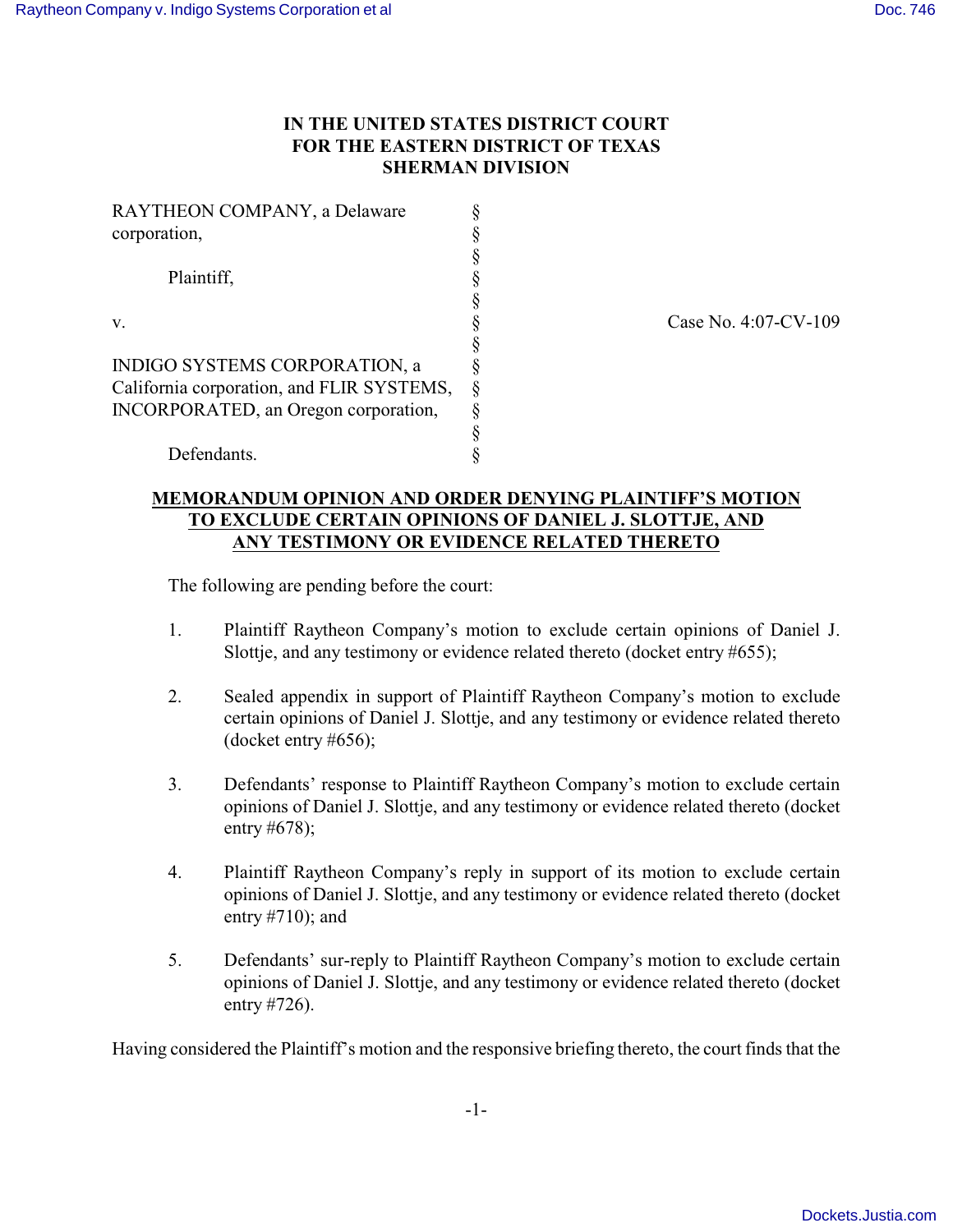**IN THE UNITED STATES DISTRICT COURT**
**FOR THE EASTERN DISTRICT OF TEXAS**
**SHERMAN DIVISION**

RAYTHEON COMPANY, a Delaware corporation,

Plaintiff,

v.

INDIGO SYSTEMS CORPORATION, a California corporation, and FLIR SYSTEMS, INCORPORATED, an Oregon corporation,

Defendants.

Case No. 4:07-CV-109

**MEMORANDUM OPINION AND ORDER DENYING PLAINTIFF'S MOTION TO EXCLUDE CERTAIN OPINIONS OF DANIEL J. SLOTTJE, AND ANY TESTIMONY OR EVIDENCE RELATED THERETO**

The following are pending before the court:

1. Plaintiff Raytheon Company's motion to exclude certain opinions of Daniel J. Slottje, and any testimony or evidence related thereto (docket entry #655);

2. Sealed appendix in support of Plaintiff Raytheon Company's motion to exclude certain opinions of Daniel J. Slottje, and any testimony or evidence related thereto (docket entry #656);

3. Defendants' response to Plaintiff Raytheon Company's motion to exclude certain opinions of Daniel J. Slottje, and any testimony or evidence related thereto (docket entry #678);

4. Plaintiff Raytheon Company's reply in support of its motion to exclude certain opinions of Daniel J. Slottje, and any testimony or evidence related thereto (docket entry #710); and

5. Defendants' sur-reply to Plaintiff Raytheon Company's motion to exclude certain opinions of Daniel J. Slottje, and any testimony or evidence related thereto (docket entry #726).

Having considered the Plaintiff's motion and the responsive briefing thereto, the court finds that the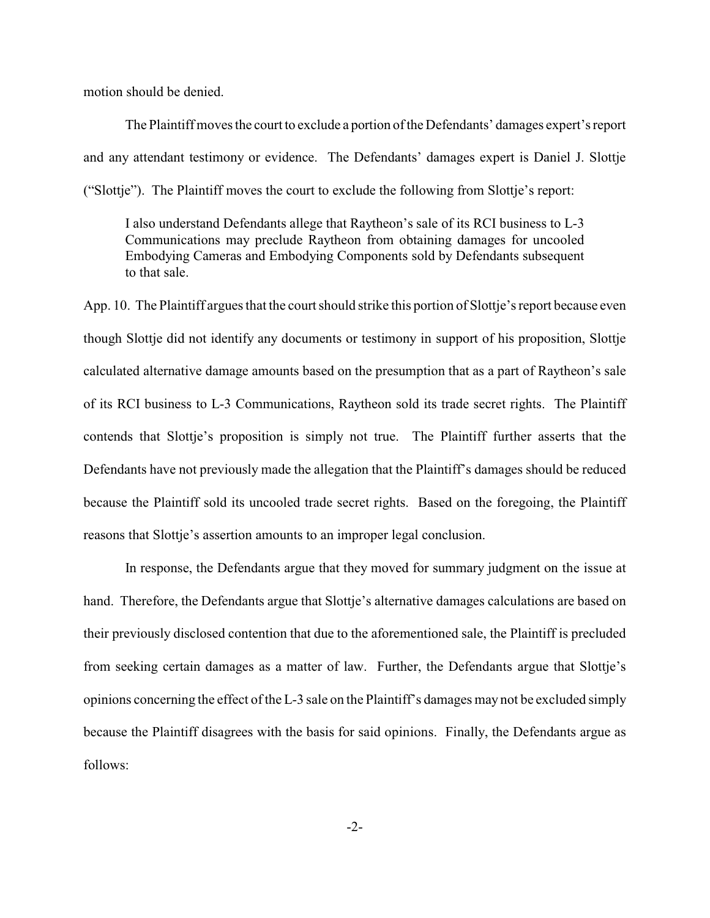motion should be denied.

The Plaintiff moves the court to exclude a portion of the Defendants' damages expert's report and any attendant testimony or evidence. The Defendants' damages expert is Daniel J. Slottje ("Slottje"). The Plaintiff moves the court to exclude the following from Slottje's report:

> I also understand Defendants allege that Raytheon's sale of its RCI business to L-3 Communications may preclude Raytheon from obtaining damages for uncooled Embodying Cameras and Embodying Components sold by Defendants subsequent to that sale.

App. 10. The Plaintiff argues that the court should strike this portion of Slottje's report because even though Slottje did not identify any documents or testimony in support of his proposition, Slottje calculated alternative damage amounts based on the presumption that as a part of Raytheon's sale of its RCI business to L-3 Communications, Raytheon sold its trade secret rights. The Plaintiff contends that Slottje's proposition is simply not true. The Plaintiff further asserts that the Defendants have not previously made the allegation that the Plaintiff's damages should be reduced because the Plaintiff sold its uncooled trade secret rights. Based on the foregoing, the Plaintiff reasons that Slottje's assertion amounts to an improper legal conclusion.

In response, the Defendants argue that they moved for summary judgment on the issue at hand. Therefore, the Defendants argue that Slottje's alternative damages calculations are based on their previously disclosed contention that due to the aforementioned sale, the Plaintiff is precluded from seeking certain damages as a matter of law. Further, the Defendants argue that Slottje's opinions concerning the effect of the L-3 sale on the Plaintiff's damages may not be excluded simply because the Plaintiff disagrees with the basis for said opinions. Finally, the Defendants argue as follows: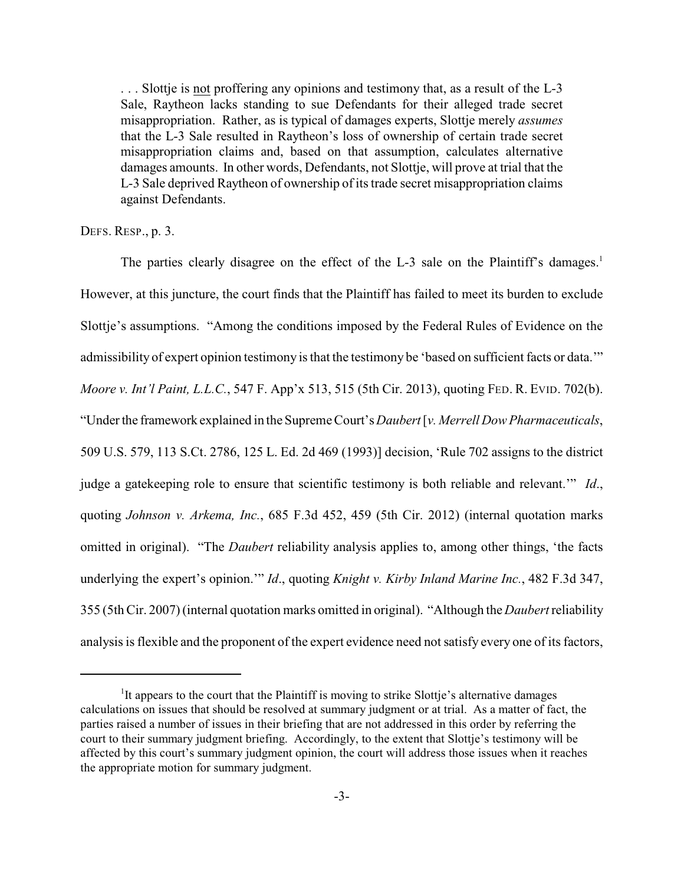> . . . Slottje is not proffering any opinions and testimony that, as a result of the L-3 Sale, Raytheon lacks standing to sue Defendants for their alleged trade secret misappropriation. Rather, as is typical of damages experts, Slottje merely *assumes* that the L-3 Sale resulted in Raytheon's loss of ownership of certain trade secret misappropriation claims and, based on that assumption, calculates alternative damages amounts. In other words, Defendants, not Slottje, will prove at trial that the L-3 Sale deprived Raytheon of ownership of its trade secret misappropriation claims against Defendants.

DEFS. RESP., p. 3.

The parties clearly disagree on the effect of the L-3 sale on the Plaintiff's damages.[1] However, at this juncture, the court finds that the Plaintiff has failed to meet its burden to exclude Slottje's assumptions. "Among the conditions imposed by the Federal Rules of Evidence on the admissibility of expert opinion testimony is that the testimony be 'based on sufficient facts or data.'" *Moore v. Int'l Paint, L.L.C.*, 547 F. App'x 513, 515 (5th Cir. 2013), quoting FED. R. EVID. 702(b). "Under the framework explained in the Supreme Court's *Daubert* [*v. Merrell Dow Pharmaceuticals*, 509 U.S. 579, 113 S.Ct. 2786, 125 L. Ed. 2d 469 (1993)] decision, 'Rule 702 assigns to the district judge a gatekeeping role to ensure that scientific testimony is both reliable and relevant.'" *Id*., quoting *Johnson v. Arkema, Inc.*, 685 F.3d 452, 459 (5th Cir. 2012) (internal quotation marks omitted in original). "The *Daubert* reliability analysis applies to, among other things, 'the facts underlying the expert's opinion.'" *Id*., quoting *Knight v. Kirby Inland Marine Inc.*, 482 F.3d 347, 355 (5th Cir. 2007) (internal quotation marks omitted in original). "Although the *Daubert* reliability analysis is flexible and the proponent of the expert evidence need not satisfy every one of its factors,

---

[1] It appears to the court that the Plaintiff is moving to strike Slottje's alternative damages calculations on issues that should be resolved at summary judgment or at trial. As a matter of fact, the parties raised a number of issues in their briefing that are not addressed in this order by referring the court to their summary judgment briefing. Accordingly, to the extent that Slottje's testimony will be affected by this court's summary judgment opinion, the court will address those issues when it reaches the appropriate motion for summary judgment.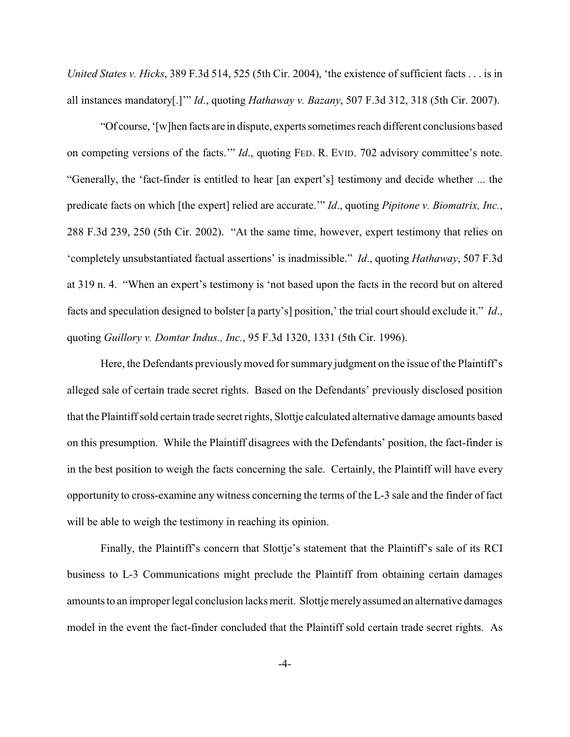*United States v. Hicks*, 389 F.3d 514, 525 (5th Cir. 2004), 'the existence of sufficient facts . . . is in all instances mandatory[.]'" *Id*., quoting *Hathaway v. Bazany*, 507 F.3d 312, 318 (5th Cir. 2007).

"Of course, '[w]hen facts are in dispute, experts sometimes reach different conclusions based on competing versions of the facts.'" *Id*., quoting FED. R. EVID. 702 advisory committee's note. "Generally, the 'fact-finder is entitled to hear [an expert's] testimony and decide whether ... the predicate facts on which [the expert] relied are accurate.'" *Id*., quoting *Pipitone v. Biomatrix, Inc.*, 288 F.3d 239, 250 (5th Cir. 2002). "At the same time, however, expert testimony that relies on 'completely unsubstantiated factual assertions' is inadmissible." *Id*., quoting *Hathaway*, 507 F.3d at 319 n. 4. "When an expert's testimony is 'not based upon the facts in the record but on altered facts and speculation designed to bolster [a party's] position,' the trial court should exclude it." *Id*., quoting *Guillory v. Domtar Indus., Inc.*, 95 F.3d 1320, 1331 (5th Cir. 1996).

Here, the Defendants previously moved for summary judgment on the issue of the Plaintiff's alleged sale of certain trade secret rights. Based on the Defendants' previously disclosed position that the Plaintiff sold certain trade secret rights, Slottje calculated alternative damage amounts based on this presumption. While the Plaintiff disagrees with the Defendants' position, the fact-finder is in the best position to weigh the facts concerning the sale. Certainly, the Plaintiff will have every opportunity to cross-examine any witness concerning the terms of the L-3 sale and the finder of fact will be able to weigh the testimony in reaching its opinion.

Finally, the Plaintiff's concern that Slottje's statement that the Plaintiff's sale of its RCI business to L-3 Communications might preclude the Plaintiff from obtaining certain damages amounts to an improper legal conclusion lacks merit. Slottje merely assumed an alternative damages model in the event the fact-finder concluded that the Plaintiff sold certain trade secret rights. As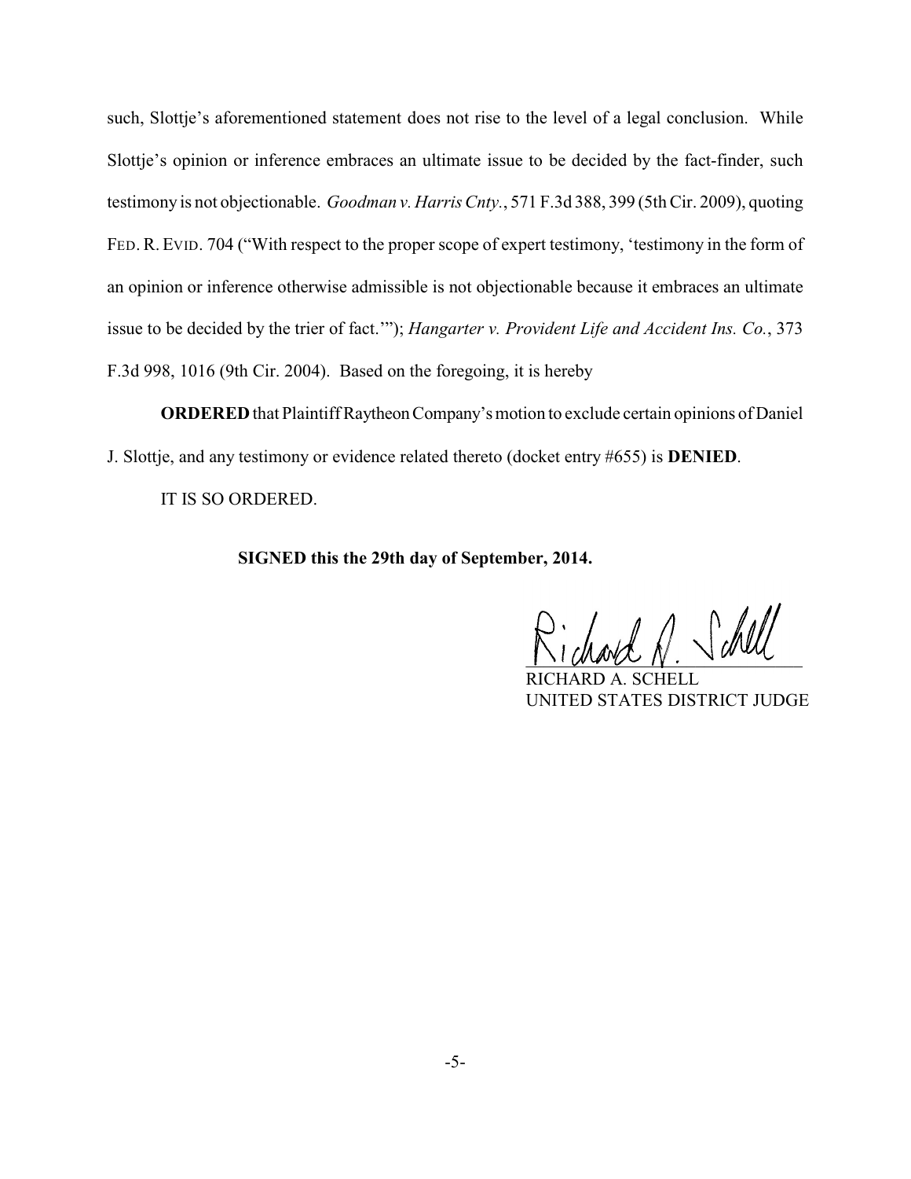such, Slottje's aforementioned statement does not rise to the level of a legal conclusion. While Slottje's opinion or inference embraces an ultimate issue to be decided by the fact-finder, such testimony is not objectionable. *Goodman v. Harris Cnty.*, 571 F.3d 388, 399 (5th Cir. 2009), quoting FED. R. EVID. 704 ("With respect to the proper scope of expert testimony, 'testimony in the form of an opinion or inference otherwise admissible is not objectionable because it embraces an ultimate issue to be decided by the trier of fact.'"); *Hangarter v. Provident Life and Accident Ins. Co.*, 373 F.3d 998, 1016 (9th Cir. 2004). Based on the foregoing, it is hereby

**ORDERED** that Plaintiff Raytheon Company's motion to exclude certain opinions of Daniel J. Slottje, and any testimony or evidence related thereto (docket entry #655) is **DENIED**.

IT IS SO ORDERED.

**SIGNED this the 29th day of September, 2014.**

RICHARD A. SCHELL
UNITED STATES DISTRICT JUDGE